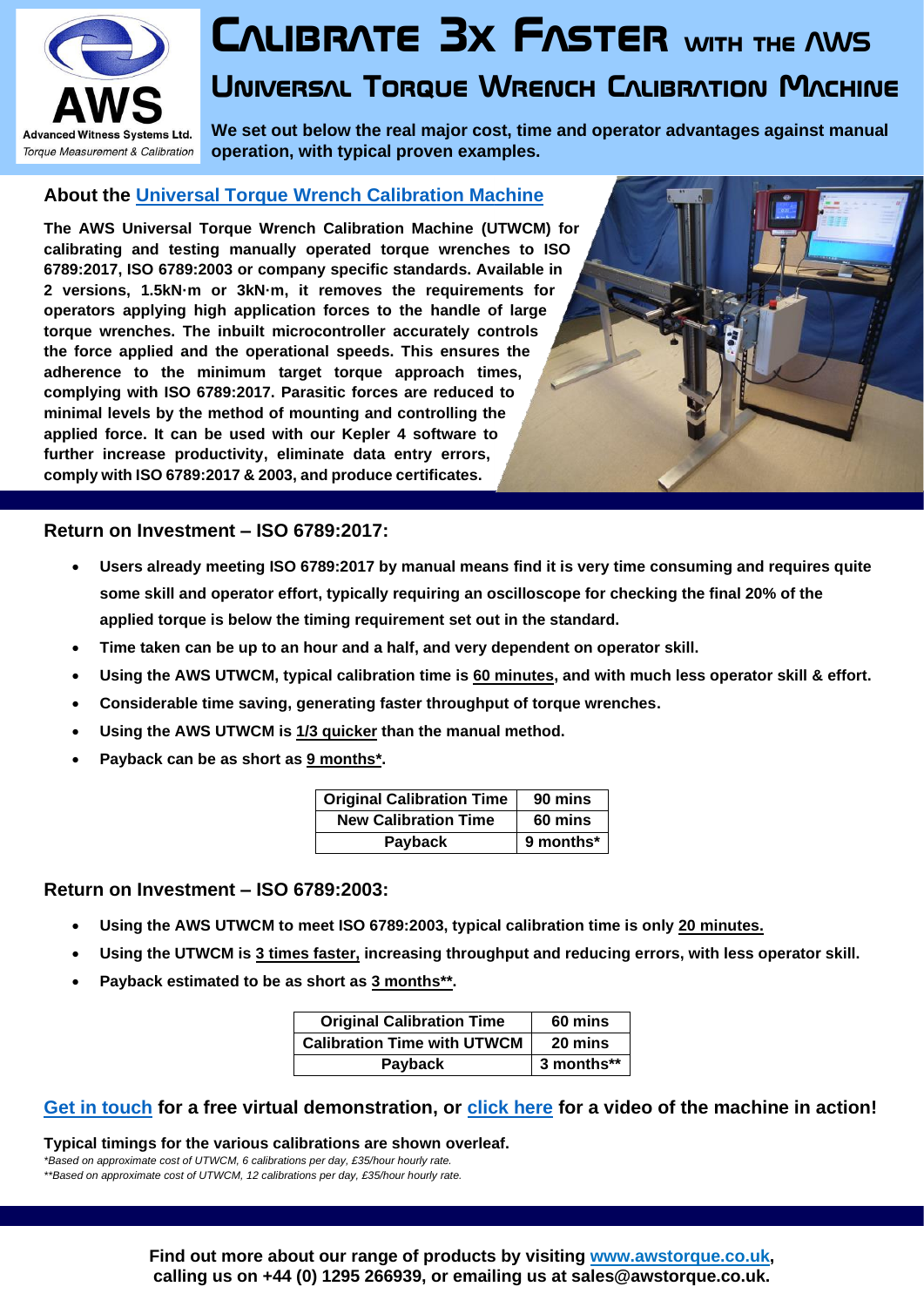**AWS**
**Advanced Witness Systems Ltd.**
*Torque Measurement & Calibration*

# Calibrate 3x Faster with the AWS Universal Torque Wrench Calibration Machine

**We set out below the real major cost, time and operator advantages against manual operation, with typical proven examples.**

## About the Universal Torque Wrench Calibration Machine

**The AWS Universal Torque Wrench Calibration Machine (UTWCM) for calibrating and testing manually operated torque wrenches to ISO 6789:2017, ISO 6789:2003 or company specific standards. Available in 2 versions, 1.5kN·m or 3kN·m, it removes the requirements for operators applying high application forces to the handle of large torque wrenches. The inbuilt microcontroller accurately controls the force applied and the operational speeds. This ensures the adherence to the minimum target torque approach times, complying with ISO 6789:2017. Parasitic forces are reduced to minimal levels by the method of mounting and controlling the applied force. It can be used with our Kepler 4 software to further increase productivity, eliminate data entry errors, comply with ISO 6789:2017 & 2003, and produce certificates.**

## Return on Investment – ISO 6789:2017:

- **Users already meeting ISO 6789:2017 by manual means find it is very time consuming and requires quite some skill and operator effort, typically requiring an oscilloscope for checking the final 20% of the applied torque is below the timing requirement set out in the standard.**
- **Time taken can be up to an hour and a half, and very dependent on operator skill.**
- **Using the AWS UTWCM, typical calibration time is 60 minutes, and with much less operator skill & effort.**
- **Considerable time saving, generating faster throughput of torque wrenches.**
- **Using the AWS UTWCM is 1/3 quicker than the manual method.**
- **Payback can be as short as 9 months*.**

| Original Calibration Time | 90 mins |
|---|---|
| New Calibration Time | 60 mins |
| Payback | 9 months* |

## Return on Investment – ISO 6789:2003:

- **Using the AWS UTWCM to meet ISO 6789:2003, typical calibration time is only 20 minutes.**
- **Using the UTWCM is 3 times faster, increasing throughput and reducing errors, with less operator skill.**
- **Payback estimated to be as short as 3 months**.**

| Original Calibration Time | 60 mins |
|---|---|
| Calibration Time with UTWCM | 20 mins |
| Payback | 3 months** |

**Get in touch for a free virtual demonstration, or click here for a video of the machine in action!**

**Typical timings for the various calibrations are shown overleaf.**

*\*Based on approximate cost of UTWCM, 6 calibrations per day, £35/hour hourly rate.*

*\*\*Based on approximate cost of UTWCM, 12 calibrations per day, £35/hour hourly rate.*

**Find out more about our range of products by visiting www.awstorque.co.uk, calling us on +44 (0) 1295 266939, or emailing us at sales@awstorque.co.uk.**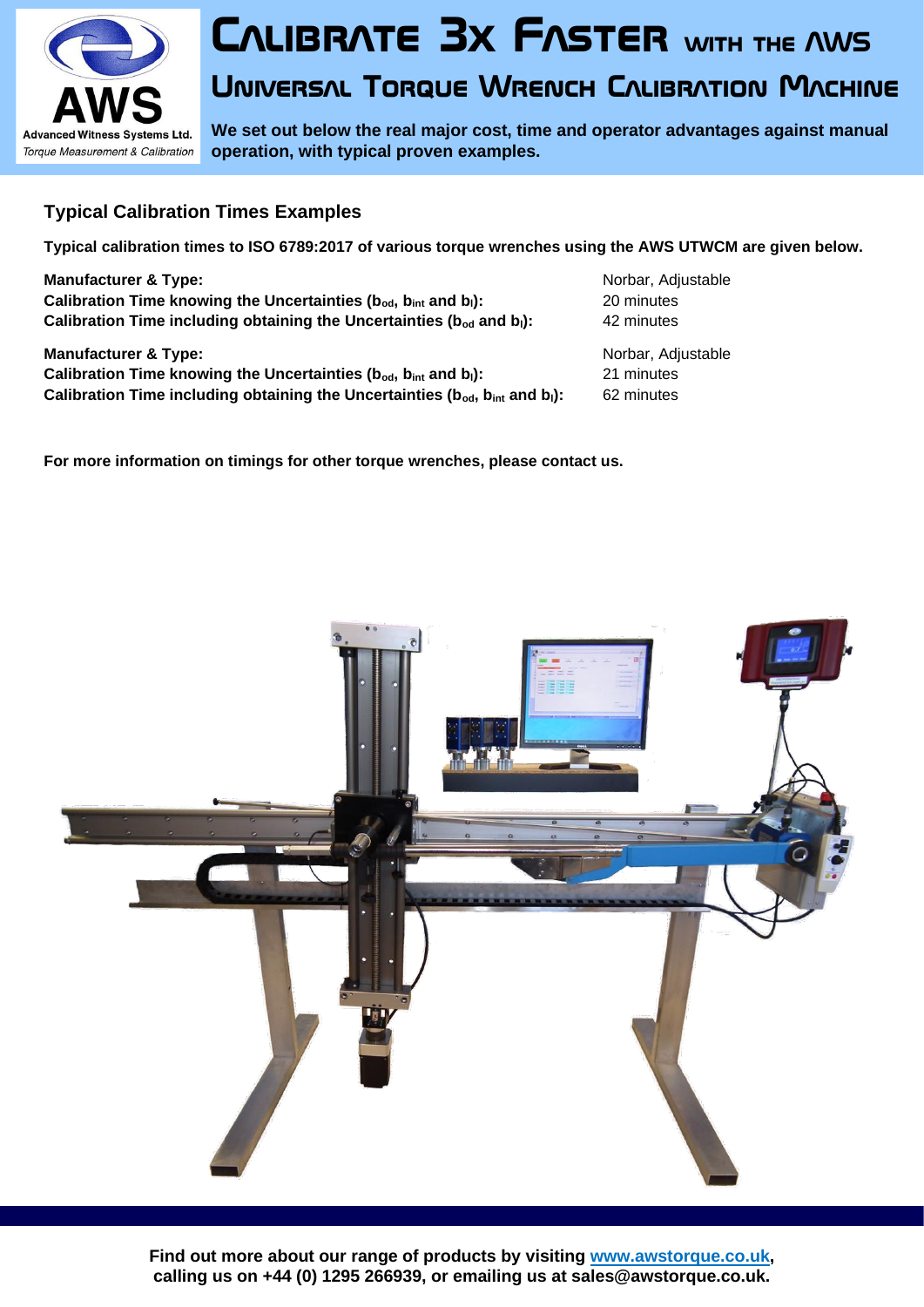# Calibrate 3x Faster with the AWS

## Universal Torque Wrench Calibration Machine

**We set out below the real major cost, time and operator advantages against manual operation, with typical proven examples.**

## Typical Calibration Times Examples

**Typical calibration times to ISO 6789:2017 of various torque wrenches using the AWS UTWCM are given below.**

| | |
|---|---|
| **Manufacturer & Type:** | Norbar, Adjustable |
| **Calibration Time knowing the Uncertainties ($b_{od}$, $b_{int}$ and $b_l$):** | 20 minutes |
| **Calibration Time including obtaining the Uncertainties ($b_{od}$ and $b_l$):** | 42 minutes |

| | |
|---|---|
| **Manufacturer & Type:** | Norbar, Adjustable |
| **Calibration Time knowing the Uncertainties ($b_{od}$, $b_{int}$ and $b_l$):** | 21 minutes |
| **Calibration Time including obtaining the Uncertainties ($b_{od}$, $b_{int}$ and $b_l$):** | 62 minutes |

**For more information on timings for other torque wrenches, please contact us.**

**Find out more about our range of products by visiting [www.awstorque.co.uk](http://www.awstorque.co.uk), calling us on +44 (0) 1295 266939, or emailing us at sales@awstorque.co.uk.**